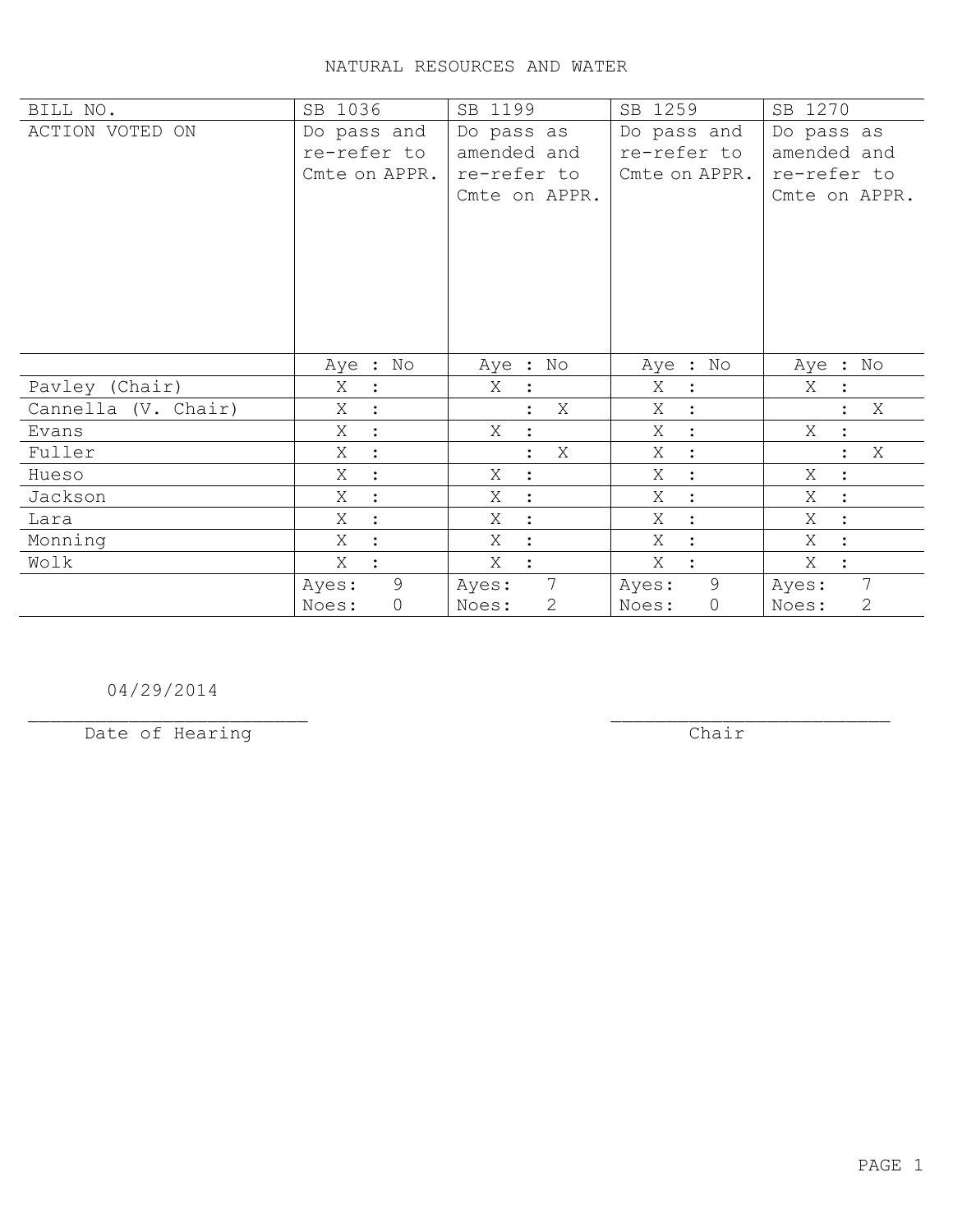# NATURAL RESOURCES AND WATER

| BILL NO. | SB 1036 | SB 1199 | SB 1259 | SB 1270 |
|---|---|---|---|---|
| ACTION VOTED ON | Do pass and re-refer to Cmte on APPR. | Do pass as amended and re-refer to Cmte on APPR. | Do pass and re-refer to Cmte on APPR. | Do pass as amended and re-refer to Cmte on APPR. |
| | Aye : No | Aye : No | Aye : No | Aye : No |
| Pavley (Chair) | X : | X : | X : | X : |
| Cannella (V. Chair) | X : | : X | X : | : X |
| Evans | X : | X : | X : | X : |
| Fuller | X : | : X | X : | : X |
| Hueso | X : | X : | X : | X : |
| Jackson | X : | X : | X : | X : |
| Lara | X : | X : | X : | X : |
| Monning | X : | X : | X : | X : |
| Wolk | X : | X : | X : | X : |
| | Ayes: 9 Noes: 0 | Ayes: 7 Noes: 2 | Ayes: 9 Noes: 0 | Ayes: 7 Noes: 2 |

04/29/2014
_________________________
Date of Hearing

_________________________
Chair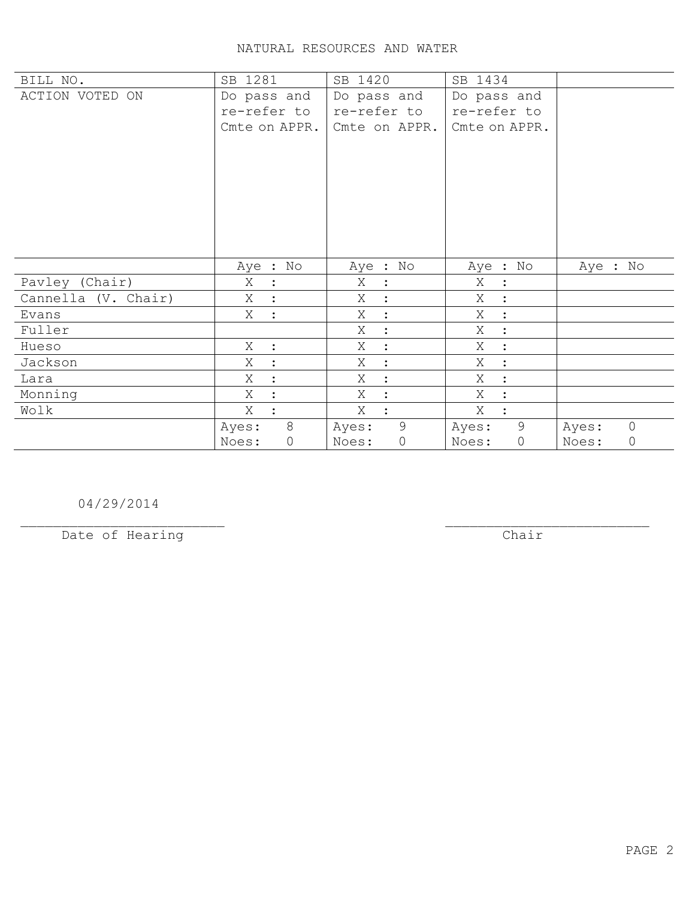# NATURAL RESOURCES AND WATER

| BILL NO. | SB 1281 | SB 1420 | SB 1434 | |
|---|---|---|---|---|
| ACTION VOTED ON | Do pass and re-refer to Cmte on APPR. | Do pass and re-refer to Cmte on APPR. | Do pass and re-refer to Cmte on APPR. | |
| | Aye : No | Aye : No | Aye : No | Aye : No |
| Pavley (Chair) | X : | X : | X : | |
| Cannella (V. Chair) | X : | X : | X : | |
| Evans | X : | X : | X : | |
| Fuller | | X : | X : | |
| Hueso | X : | X : | X : | |
| Jackson | X : | X : | X : | |
| Lara | X : | X : | X : | |
| Monning | X : | X : | X : | |
| Wolk | X : | X : | X : | |
| | Ayes: 8<br>Noes: 0 | Ayes: 9<br>Noes: 0 | Ayes: 9<br>Noes: 0 | Ayes: 0<br>Noes: 0 |

04/29/2014
_________________________
Date of Hearing

_________________________
Chair